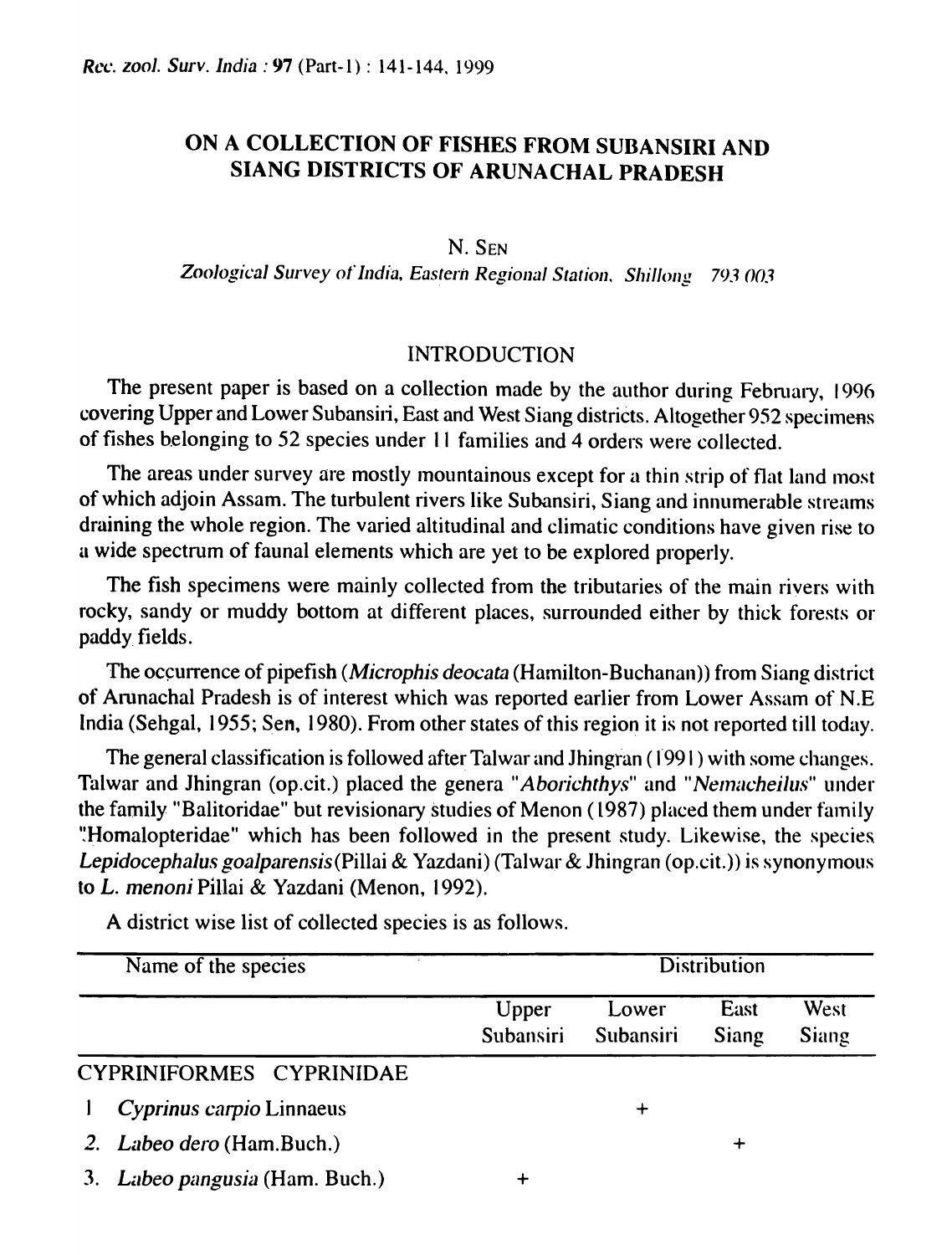# ON A COLLECTION OF FISHES FROM SUBANSIRI AND SIANG DISTRICTS OF ARUNACHAL PRADESH

N. SEN

*Zoological Survey of India, Eastern Regional Station, Shillong 793 003*

## INTRODUCTION

The present paper is based on a collection made by the author during February, 1996 covering Upper and Lower Subansiri, East and West Siang districts. Altogether 952 specimens of fishes belonging to 52 species under 11 families and 4 orders were collected.

The areas under survey are mostly mountainous except for a thin strip of flat land most of which adjoin Assam. The turbulent rivers like Subansiri, Siang and innumerable streams draining the whole region. The varied altitudinal and climatic conditions have given rise to a wide spectrum of faunal elements which are yet to be explored properly.

The fish specimens were mainly collected from the tributaries of the main rivers with rocky, sandy or muddy bottom at different places, surrounded either by thick forests or paddy fields.

The occurrence of pipefish (*Microphis deocata* (Hamilton-Buchanan)) from Siang district of Arunachal Pradesh is of interest which was reported earlier from Lower Assam of N.E India (Sehgal, 1955; Sen, 1980). From other states of this region it is not reported till today.

The general classification is followed after Talwar and Jhingran (1991) with some changes. Talwar and Jhingran (op.cit.) placed the genera "*Aborichthys*" and "*Nemacheilus*" under the family "Balitoridae" but revisionary studies of Menon (1987) placed them under family "Homalopteridae" which has been followed in the present study. Likewise, the species *Lepidocephalus goalparensis* (Pillai & Yazdani) (Talwar & Jhingran (op.cit.)) is synonymous to *L. menoni* Pillai & Yazdani (Menon, 1992).

A district wise list of collected species is as follows.

| Name of the species | Distribution | | | |
|---|---|---|---|---|
| | Upper Subansiri | Lower Subansiri | East Siang | West Siang |
| CYPRINIFORMES CYPRINIDAE | | | | |
| 1 *Cyprinus carpio* Linnaeus | | + | | |
| 2. *Labeo dero* (Ham.Buch.) | | | + | |
| 3. *Labeo pangusia* (Ham. Buch.) | + | | | |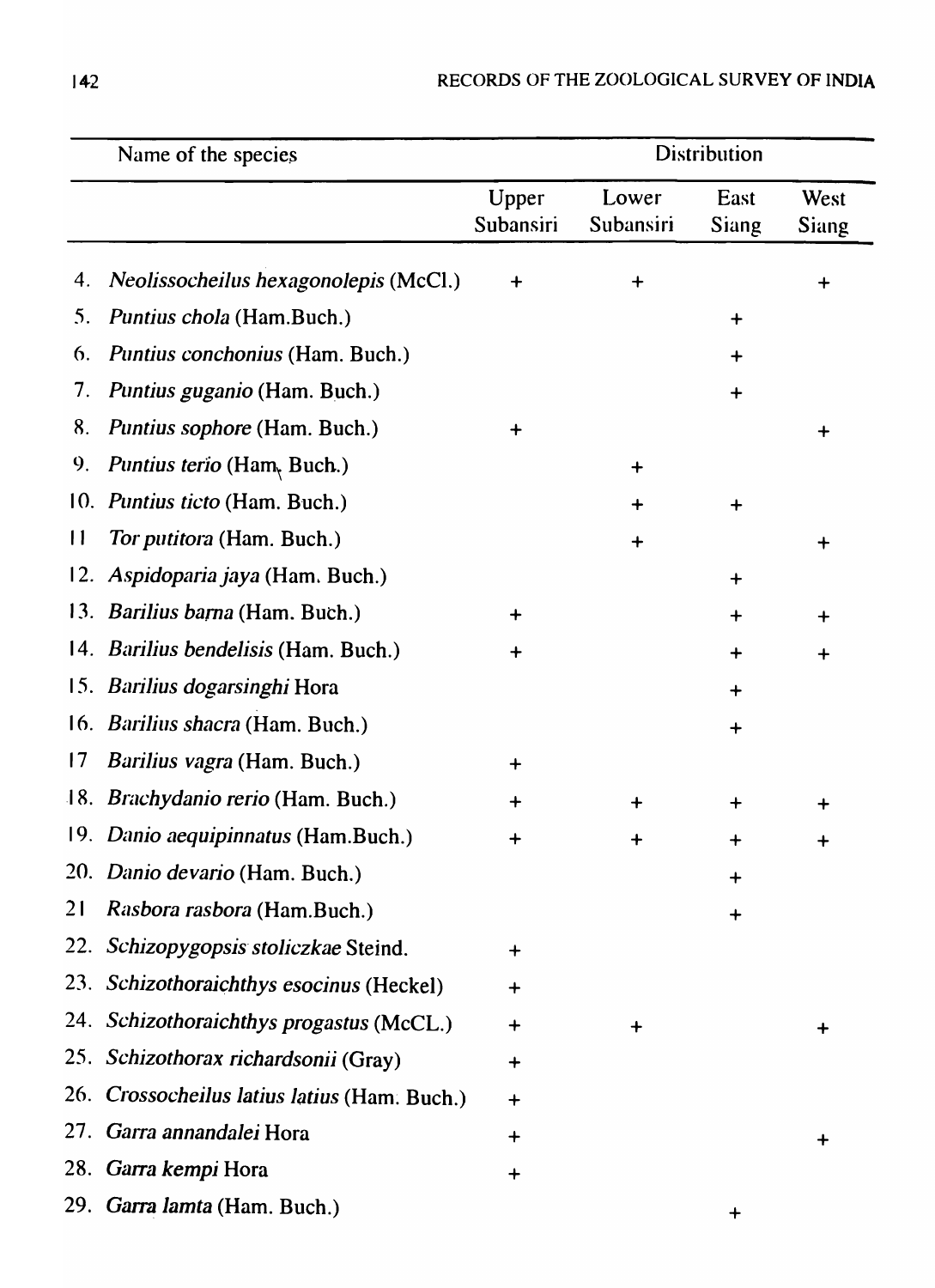| Name of the species | Distribution | | | |
|---|---|---|---|---|
| | Upper Subansiri | Lower Subansiri | East Siang | West Siang |
| 4. *Neolissocheilus hexagonolepis* (McCl.) | + | + | | + |
| 5. *Puntius chola* (Ham.Buch.) | | | + | |
| 6. *Puntius conchonius* (Ham. Buch.) | | | + | |
| 7. *Puntius guganio* (Ham. Buch.) | | | + | |
| 8. *Puntius sophore* (Ham. Buch.) | + | | | + |
| 9. *Puntius terio* (Ham. Buch.) | | + | | |
| 10. *Puntius ticto* (Ham. Buch.) | | + | + | |
| 11 *Tor putitora* (Ham. Buch.) | | + | | + |
| 12. *Aspidoparia jaya* (Ham. Buch.) | | | + | |
| 13. *Barilius barna* (Ham. Buch.) | + | | + | + |
| 14. *Barilius bendelisis* (Ham. Buch.) | + | | + | + |
| 15. *Barilius dogarsinghi* Hora | | | + | |
| 16. *Barilius shacra* (Ham. Buch.) | | | + | |
| 17 *Barilius vagra* (Ham. Buch.) | + | | | |
| 18. *Brachydanio rerio* (Ham. Buch.) | + | + | + | + |
| 19. *Danio aequipinnatus* (Ham.Buch.) | + | + | + | + |
| 20. *Danio devario* (Ham. Buch.) | | | + | |
| 21 *Rasbora rasbora* (Ham.Buch.) | | | + | |
| 22. *Schizopygopsis stoliczkae* Steind. | + | | | |
| 23. *Schizothoraichthys esocinus* (Heckel) | + | | | |
| 24. *Schizothoraichthys progastus* (McCL.) | + | + | | + |
| 25. *Schizothorax richardsonii* (Gray) | + | | | |
| 26. *Crossocheilus latius latius* (Ham. Buch.) | + | | | |
| 27. *Garra annandalei* Hora | + | | | + |
| 28. *Garra kempi* Hora | + | | | |
| 29. *Garra lamta* (Ham. Buch.) | | | + | |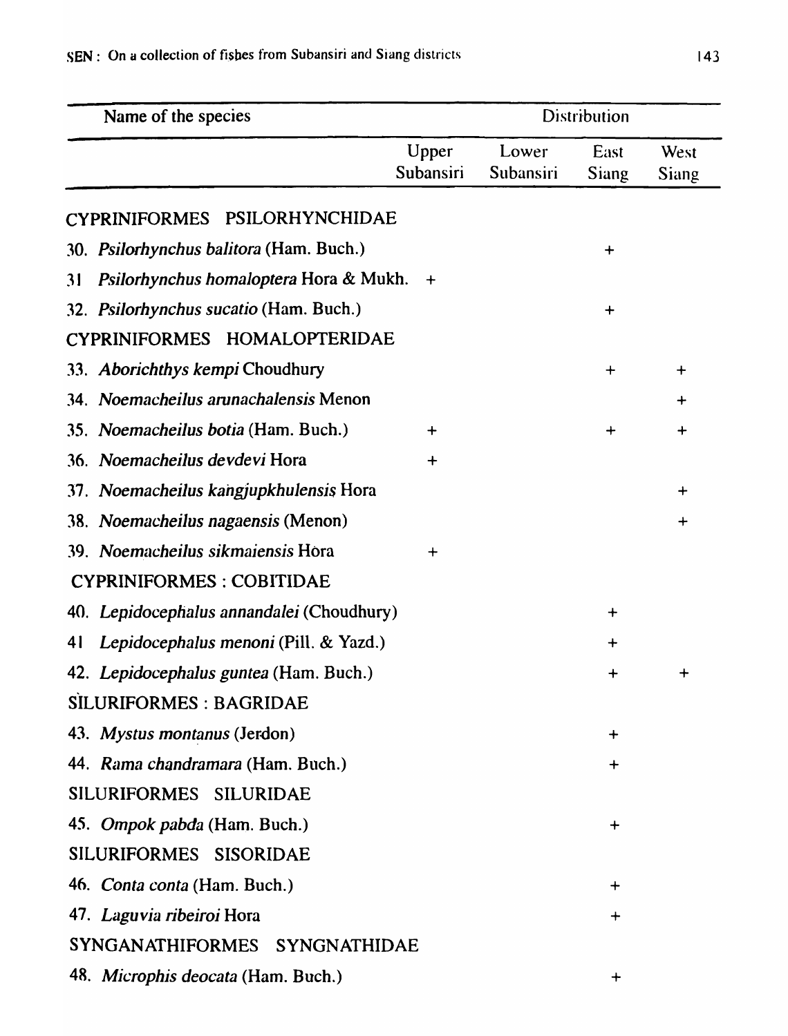| Name of the species | Distribution | | | |
|---|---|---|---|---|
| | Upper Subansiri | Lower Subansiri | East Siang | West Siang |
| CYPRINIFORMES PSILORHYNCHIDAE | | | | |
| 30. *Psilorhynchus balitora* (Ham. Buch.) | | | + | |
| 31 *Psilorhynchus homaloptera* Hora & Mukh. | + | | | |
| 32. *Psilorhynchus sucatio* (Ham. Buch.) | | | + | |
| CYPRINIFORMES HOMALOPTERIDAE | | | | |
| 33. *Aborichthys kempi* Choudhury | | | + | + |
| 34. *Noemacheilus arunachalensis* Menon | | | | + |
| 35. *Noemacheilus botia* (Ham. Buch.) | + | | + | + |
| 36. *Noemacheilus devdevi* Hora | + | | | |
| 37. *Noemacheilus kangjupkhulensis* Hora | | | | + |
| 38. *Noemacheilus nagaensis* (Menon) | | | | + |
| 39. *Noemacheilus sikmaiensis* Hora | + | | | |
| CYPRINIFORMES : COBITIDAE | | | | |
| 40. *Lepidocephalus annandalei* (Choudhury) | | | + | |
| 41 *Lepidocephalus menoni* (Pill. & Yazd.) | | | + | |
| 42. *Lepidocephalus guntea* (Ham. Buch.) | | | + | + |
| SILURIFORMES : BAGRIDAE | | | | |
| 43. *Mystus montanus* (Jerdon) | | | + | |
| 44. *Rama chandramara* (Ham. Buch.) | | | + | |
| SILURIFORMES SILURIDAE | | | | |
| 45. *Ompok pabda* (Ham. Buch.) | | | + | |
| SILURIFORMES SISORIDAE | | | | |
| 46. *Conta conta* (Ham. Buch.) | | | + | |
| 47. *Laguvia ribeiroi* Hora | | | + | |
| SYNGANATHIFORMES SYNGNATHIDAE | | | | |
| 48. *Microphis deocata* (Ham. Buch.) | | | + | |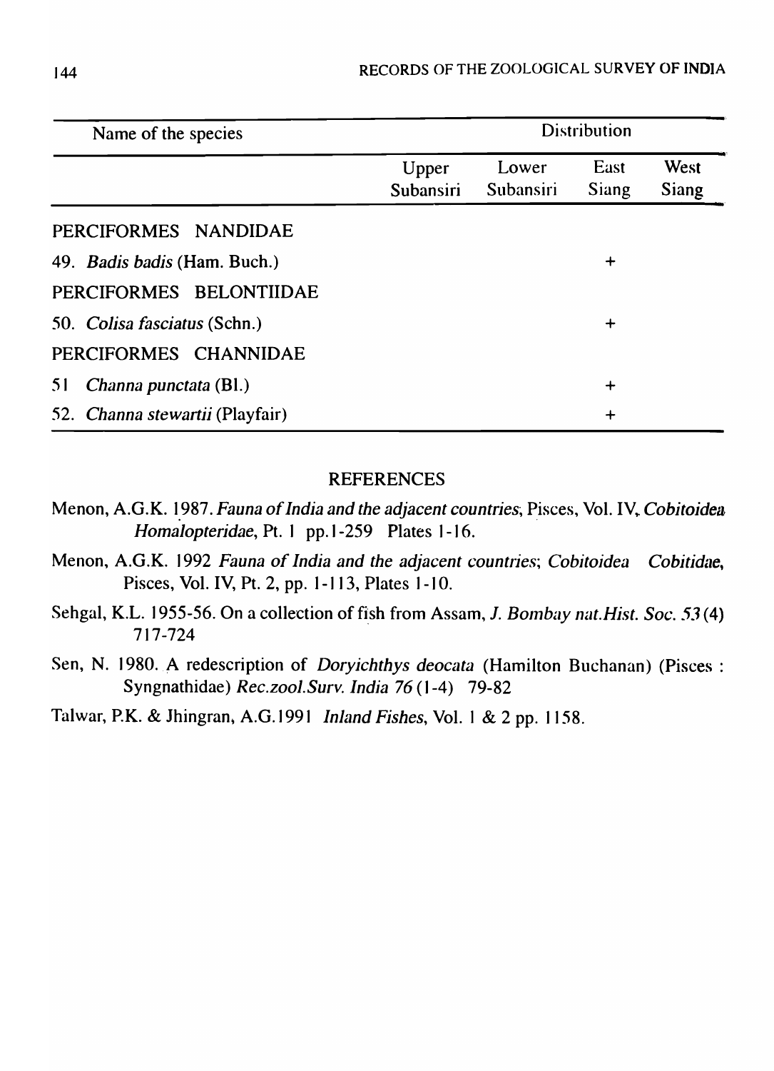| Name of the species | Distribution | | | |
|---|---|---|---|---|
| | Upper Subansiri | Lower Subansiri | East Siang | West Siang |
| PERCIFORMES NANDIDAE | | | | |
| 49. *Badis badis* (Ham. Buch.) | | | + | |
| PERCIFORMES BELONTIIDAE | | | | |
| 50. *Colisa fasciatus* (Schn.) | | | + | |
| PERCIFORMES CHANNIDAE | | | | |
| 51 *Channa punctata* (Bl.) | | | + | |
| 52. *Channa stewartii* (Playfair) | | | + | |

## REFERENCES

Menon, A.G.K. 1987. *Fauna of India and the adjacent countries*, Pisces, Vol. IV, *Cobitoidea Homalopteridae*, Pt. 1 pp.1-259 Plates 1-16.

Menon, A.G.K. 1992 *Fauna of India and the adjacent countries*; *Cobitoidea Cobitidae*, Pisces, Vol. IV, Pt. 2, pp. 1-113, Plates 1-10.

Sehgal, K.L. 1955-56. On a collection of fish from Assam, *J. Bombay nat.Hist. Soc. 53* (4) 717-724

Sen, N. 1980. A redescription of *Doryichthys deocata* (Hamilton Buchanan) (Pisces : Syngnathidae) *Rec.zool.Surv. India 76* (1-4) 79-82

Talwar, P.K. & Jhingran, A.G.1991 *Inland Fishes*, Vol. 1 & 2 pp. 1158.